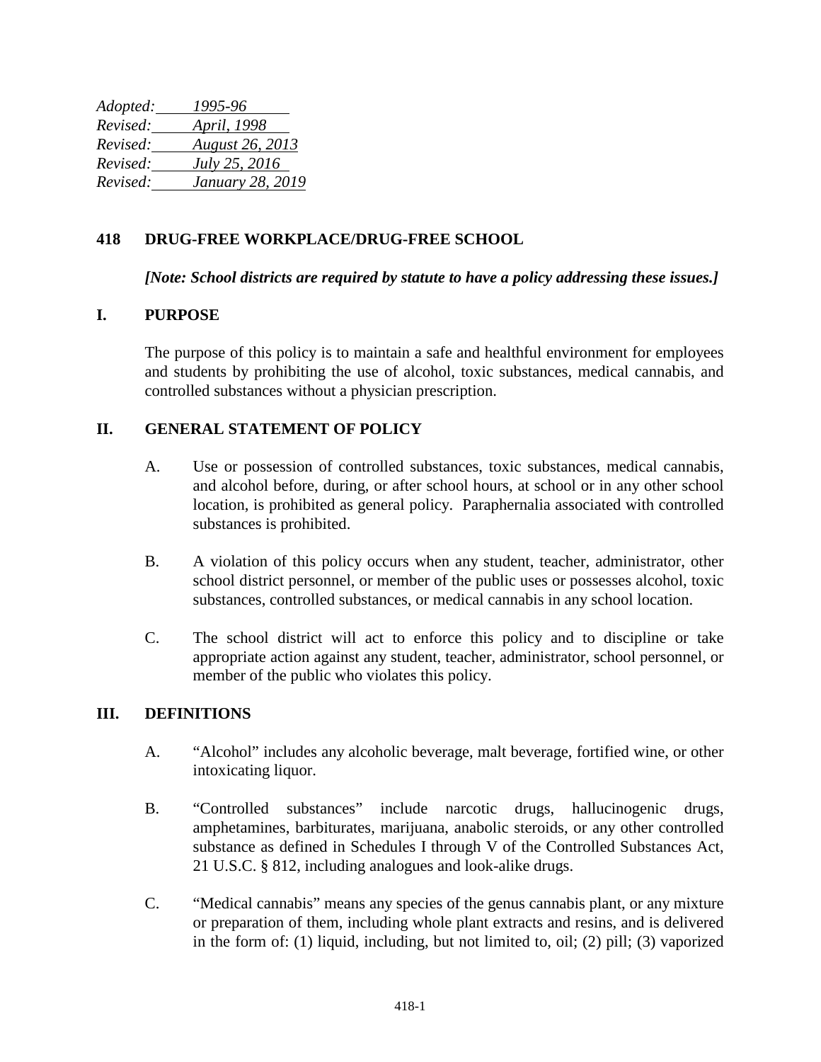*Adopted: 1995-96*
*Revised: April, 1998*
*Revised: August 26, 2013*
*Revised: July 25, 2016*
*Revised: January 28, 2019*

# 418 DRUG-FREE WORKPLACE/DRUG-FREE SCHOOL

***[Note: School districts are required by statute to have a policy addressing these issues.]***

## I. PURPOSE

The purpose of this policy is to maintain a safe and healthful environment for employees and students by prohibiting the use of alcohol, toxic substances, medical cannabis, and controlled substances without a physician prescription.

## II. GENERAL STATEMENT OF POLICY

A. Use or possession of controlled substances, toxic substances, medical cannabis, and alcohol before, during, or after school hours, at school or in any other school location, is prohibited as general policy. Paraphernalia associated with controlled substances is prohibited.

B. A violation of this policy occurs when any student, teacher, administrator, other school district personnel, or member of the public uses or possesses alcohol, toxic substances, controlled substances, or medical cannabis in any school location.

C. The school district will act to enforce this policy and to discipline or take appropriate action against any student, teacher, administrator, school personnel, or member of the public who violates this policy.

## III. DEFINITIONS

A. "Alcohol" includes any alcoholic beverage, malt beverage, fortified wine, or other intoxicating liquor.

B. "Controlled substances" include narcotic drugs, hallucinogenic drugs, amphetamines, barbiturates, marijuana, anabolic steroids, or any other controlled substance as defined in Schedules I through V of the Controlled Substances Act, 21 U.S.C. § 812, including analogues and look-alike drugs.

C. "Medical cannabis" means any species of the genus cannabis plant, or any mixture or preparation of them, including whole plant extracts and resins, and is delivered in the form of: (1) liquid, including, but not limited to, oil; (2) pill; (3) vaporized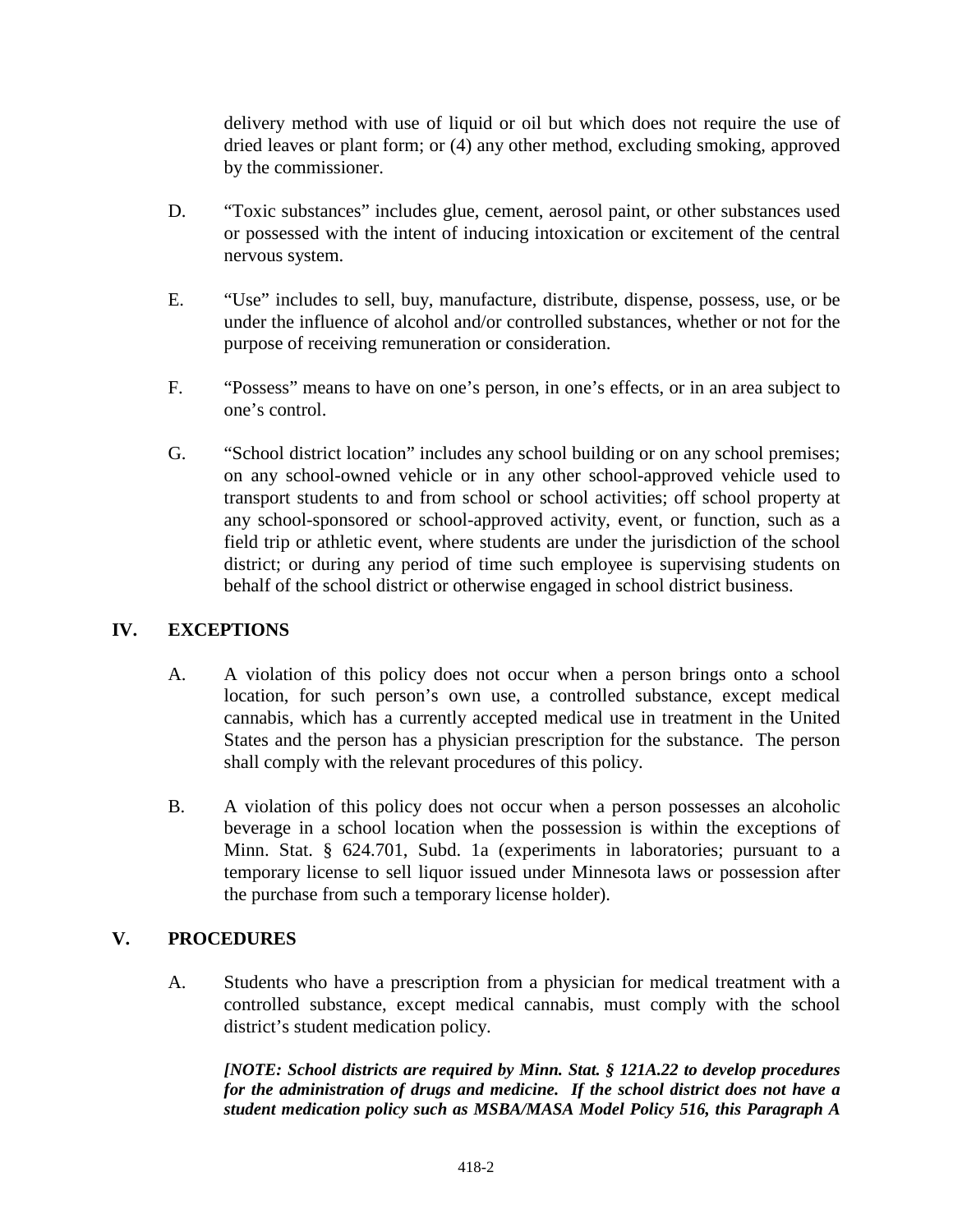delivery method with use of liquid or oil but which does not require the use of dried leaves or plant form; or (4) any other method, excluding smoking, approved by the commissioner.

D. "Toxic substances" includes glue, cement, aerosol paint, or other substances used or possessed with the intent of inducing intoxication or excitement of the central nervous system.

E. "Use" includes to sell, buy, manufacture, distribute, dispense, possess, use, or be under the influence of alcohol and/or controlled substances, whether or not for the purpose of receiving remuneration or consideration.

F. "Possess" means to have on one's person, in one's effects, or in an area subject to one's control.

G. "School district location" includes any school building or on any school premises; on any school-owned vehicle or in any other school-approved vehicle used to transport students to and from school or school activities; off school property at any school-sponsored or school-approved activity, event, or function, such as a field trip or athletic event, where students are under the jurisdiction of the school district; or during any period of time such employee is supervising students on behalf of the school district or otherwise engaged in school district business.

## IV. EXCEPTIONS

A. A violation of this policy does not occur when a person brings onto a school location, for such person's own use, a controlled substance, except medical cannabis, which has a currently accepted medical use in treatment in the United States and the person has a physician prescription for the substance. The person shall comply with the relevant procedures of this policy.

B. A violation of this policy does not occur when a person possesses an alcoholic beverage in a school location when the possession is within the exceptions of Minn. Stat. § 624.701, Subd. 1a (experiments in laboratories; pursuant to a temporary license to sell liquor issued under Minnesota laws or possession after the purchase from such a temporary license holder).

## V. PROCEDURES

A. Students who have a prescription from a physician for medical treatment with a controlled substance, except medical cannabis, must comply with the school district's student medication policy.

***[NOTE: School districts are required by Minn. Stat. § 121A.22 to develop procedures for the administration of drugs and medicine. If the school district does not have a student medication policy such as MSBA/MASA Model Policy 516, this Paragraph A***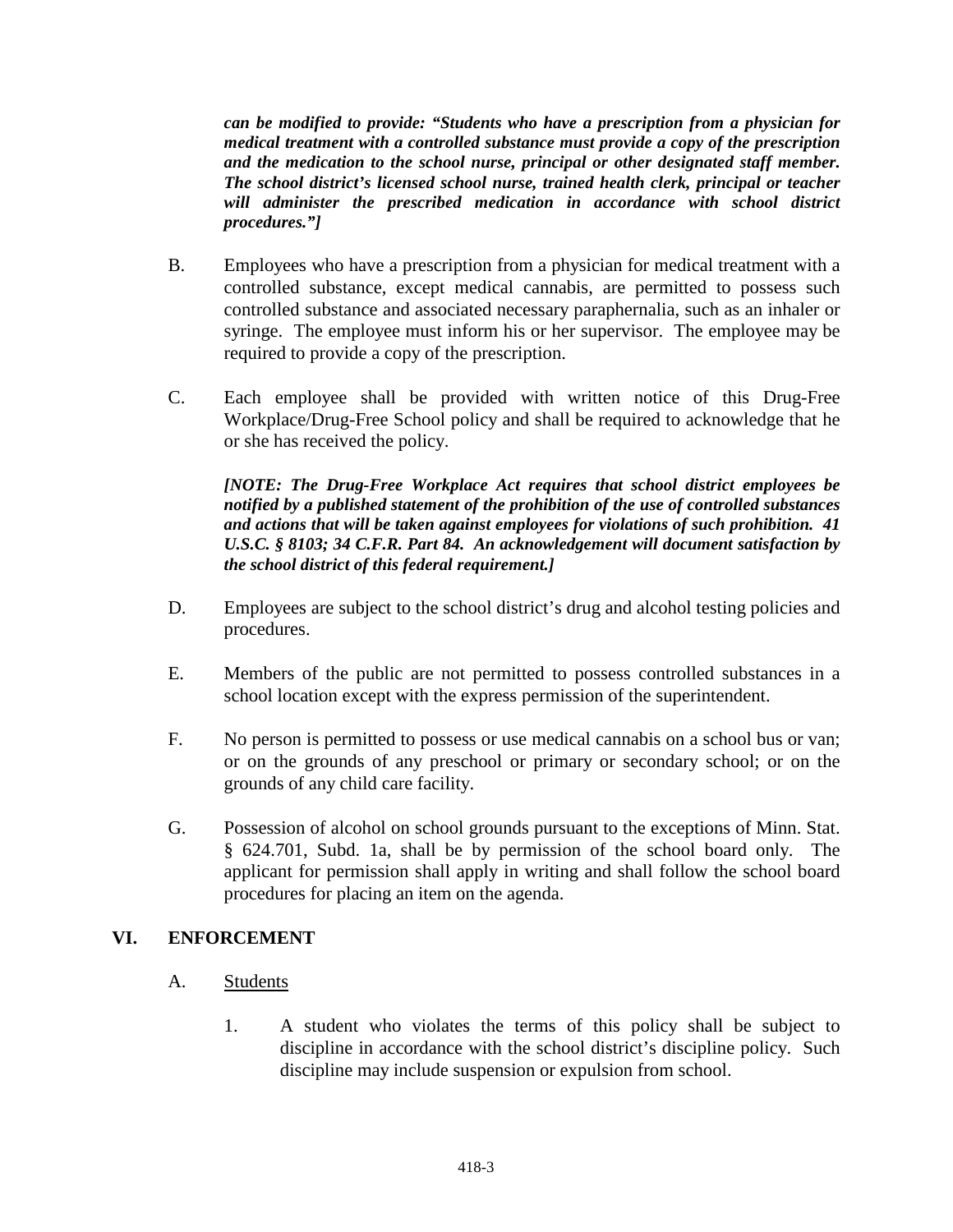***can be modified to provide: "Students who have a prescription from a physician for medical treatment with a controlled substance must provide a copy of the prescription and the medication to the school nurse, principal or other designated staff member. The school district's licensed school nurse, trained health clerk, principal or teacher will administer the prescribed medication in accordance with school district procedures."]***

B. Employees who have a prescription from a physician for medical treatment with a controlled substance, except medical cannabis, are permitted to possess such controlled substance and associated necessary paraphernalia, such as an inhaler or syringe. The employee must inform his or her supervisor. The employee may be required to provide a copy of the prescription.

C. Each employee shall be provided with written notice of this Drug-Free Workplace/Drug-Free School policy and shall be required to acknowledge that he or she has received the policy.

***[NOTE: The Drug-Free Workplace Act requires that school district employees be notified by a published statement of the prohibition of the use of controlled substances and actions that will be taken against employees for violations of such prohibition. 41 U.S.C. § 8103; 34 C.F.R. Part 84. An acknowledgement will document satisfaction by the school district of this federal requirement.]***

D. Employees are subject to the school district's drug and alcohol testing policies and procedures.

E. Members of the public are not permitted to possess controlled substances in a school location except with the express permission of the superintendent.

F. No person is permitted to possess or use medical cannabis on a school bus or van; or on the grounds of any preschool or primary or secondary school; or on the grounds of any child care facility.

G. Possession of alcohol on school grounds pursuant to the exceptions of Minn. Stat. § 624.701, Subd. 1a, shall be by permission of the school board only. The applicant for permission shall apply in writing and shall follow the school board procedures for placing an item on the agenda.

## VI. ENFORCEMENT

A. Students

1. A student who violates the terms of this policy shall be subject to discipline in accordance with the school district's discipline policy. Such discipline may include suspension or expulsion from school.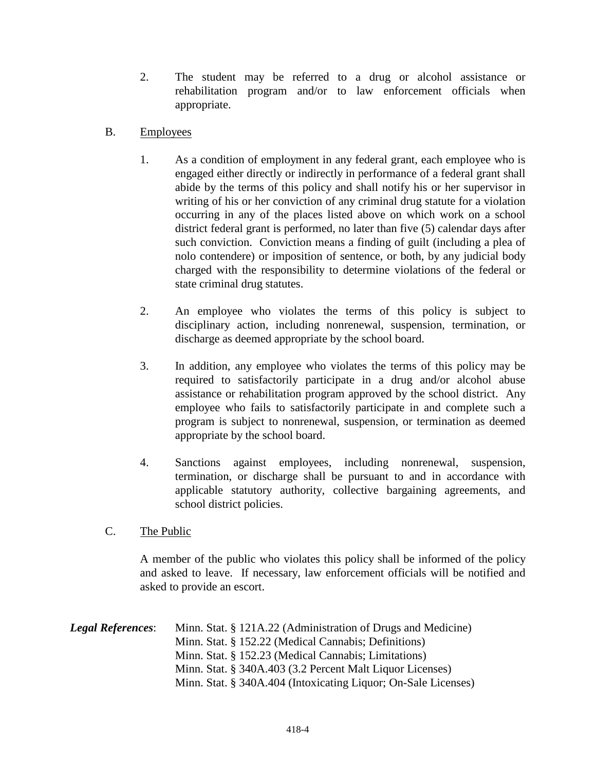2. The student may be referred to a drug or alcohol assistance or rehabilitation program and/or to law enforcement officials when appropriate.

B. <u>Employees</u>

1. As a condition of employment in any federal grant, each employee who is engaged either directly or indirectly in performance of a federal grant shall abide by the terms of this policy and shall notify his or her supervisor in writing of his or her conviction of any criminal drug statute for a violation occurring in any of the places listed above on which work on a school district federal grant is performed, no later than five (5) calendar days after such conviction. Conviction means a finding of guilt (including a plea of nolo contendere) or imposition of sentence, or both, by any judicial body charged with the responsibility to determine violations of the federal or state criminal drug statutes.

2. An employee who violates the terms of this policy is subject to disciplinary action, including nonrenewal, suspension, termination, or discharge as deemed appropriate by the school board.

3. In addition, any employee who violates the terms of this policy may be required to satisfactorily participate in a drug and/or alcohol abuse assistance or rehabilitation program approved by the school district. Any employee who fails to satisfactorily participate in and complete such a program is subject to nonrenewal, suspension, or termination as deemed appropriate by the school board.

4. Sanctions against employees, including nonrenewal, suspension, termination, or discharge shall be pursuant to and in accordance with applicable statutory authority, collective bargaining agreements, and school district policies.

C. <u>The Public</u>

A member of the public who violates this policy shall be informed of the policy and asked to leave. If necessary, law enforcement officials will be notified and asked to provide an escort.

***Legal References***:
Minn. Stat. § 121A.22 (Administration of Drugs and Medicine)
Minn. Stat. § 152.22 (Medical Cannabis; Definitions)
Minn. Stat. § 152.23 (Medical Cannabis; Limitations)
Minn. Stat. § 340A.403 (3.2 Percent Malt Liquor Licenses)
Minn. Stat. § 340A.404 (Intoxicating Liquor; On-Sale Licenses)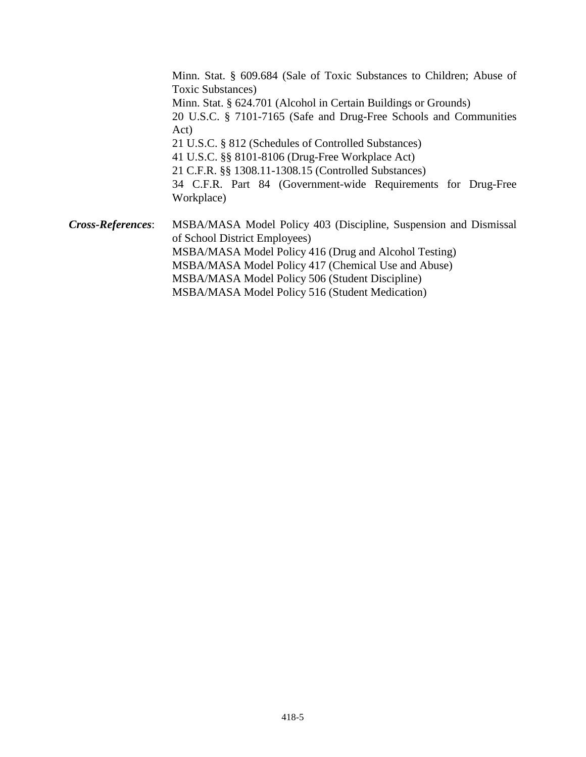Minn. Stat. § 609.684 (Sale of Toxic Substances to Children; Abuse of Toxic Substances)
Minn. Stat. § 624.701 (Alcohol in Certain Buildings or Grounds)
20 U.S.C. § 7101-7165 (Safe and Drug-Free Schools and Communities Act)
21 U.S.C. § 812 (Schedules of Controlled Substances)
41 U.S.C. §§ 8101-8106 (Drug-Free Workplace Act)
21 C.F.R. §§ 1308.11-1308.15 (Controlled Substances)
34 C.F.R. Part 84 (Government-wide Requirements for Drug-Free Workplace)

***Cross-References***: MSBA/MASA Model Policy 403 (Discipline, Suspension and Dismissal of School District Employees)
MSBA/MASA Model Policy 416 (Drug and Alcohol Testing)
MSBA/MASA Model Policy 417 (Chemical Use and Abuse)
MSBA/MASA Model Policy 506 (Student Discipline)
MSBA/MASA Model Policy 516 (Student Medication)